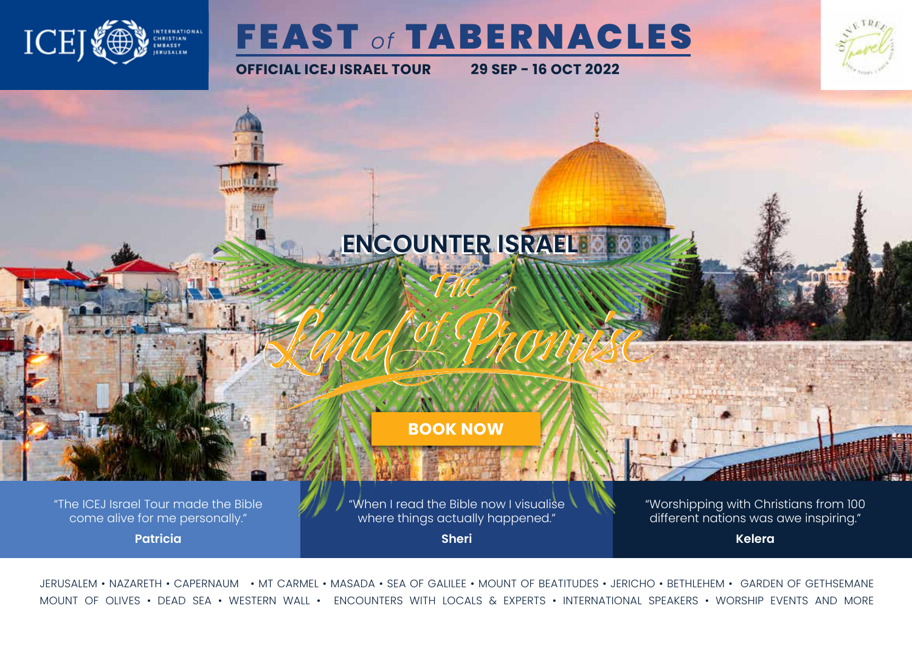ICEJ INTERNATIONAL CHRISTIAN EMBASSY JERUSALEM

# FEAST of TABERNACLES

**OFFICIAL ICEJ ISRAEL TOUR** **29 SEP - 16 OCT 2022**

Olive Tree Travel

## ENCOUNTER ISRAEL

*The Land of Promise*

**BOOK NOW**

"The ICEJ Israel Tour made the Bible come alive for me personally."

**Patricia**

"When I read the Bible now I visualise where things actually happened."

**Sheri**

"Worshipping with Christians from 100 different nations was awe inspiring."

**Kelera**

JERUSALEM • NAZARETH • CAPERNAUM • MT CARMEL • MASADA • SEA OF GALILEE • MOUNT OF BEATITUDES • JERICHO • BETHLEHEM • GARDEN OF GETHSEMANE MOUNT OF OLIVES • DEAD SEA • WESTERN WALL • ENCOUNTERS WITH LOCALS & EXPERTS • INTERNATIONAL SPEAKERS • WORSHIP EVENTS AND MORE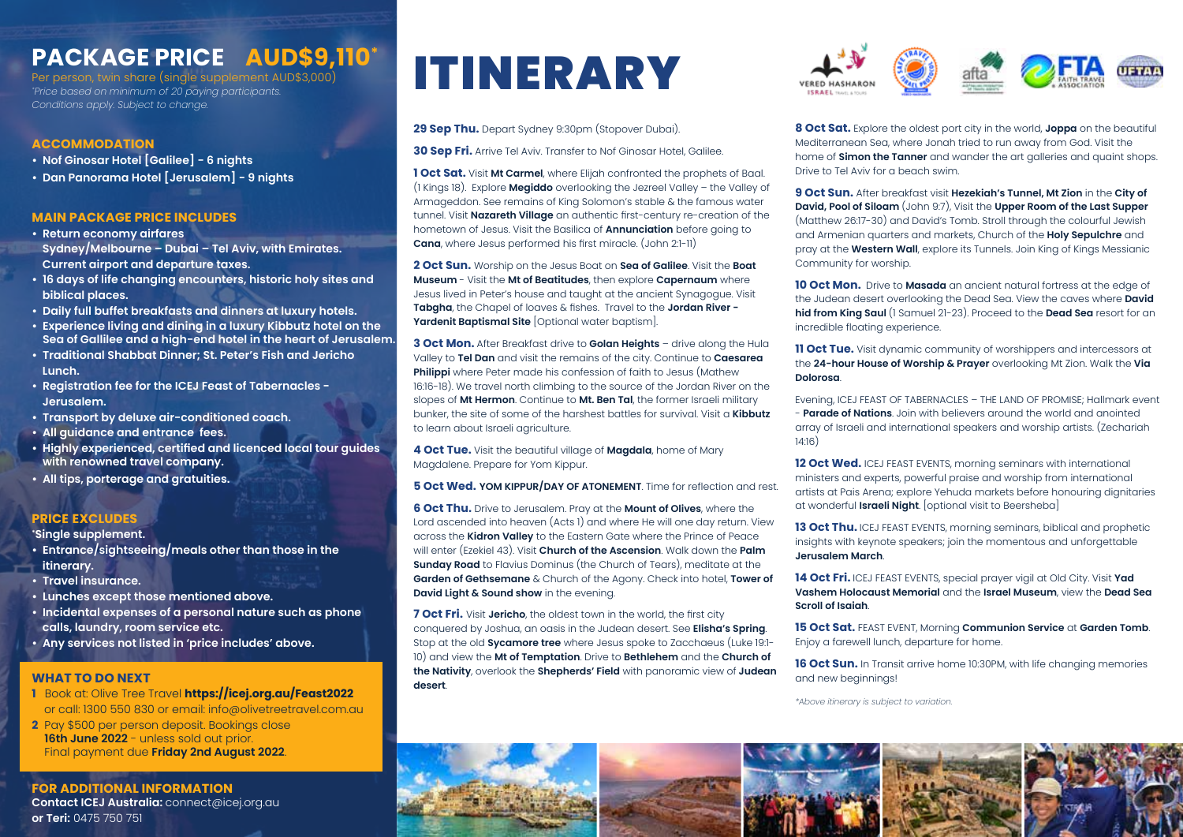## PACKAGE PRICE AUD$9,110*

Per person, twin share (single supplement AUD$3,000)
*Price based on minimum of 20 paying participants. Conditions apply. Subject to change.*

### ACCOMMODATION

- **Nof Ginosar Hotel [Galilee] - 6 nights**
- **Dan Panorama Hotel [Jerusalem] - 9 nights**

### MAIN PACKAGE PRICE INCLUDES

- **Return economy airfares Sydney/Melbourne – Dubai – Tel Aviv, with Emirates. Current airport and departure taxes.**
- **16 days of life changing encounters, historic holy sites and biblical places.**
- **Daily full buffet breakfasts and dinners at luxury hotels.**
- **Experience living and dining in a luxury Kibbutz hotel on the Sea of Gallilee and a high-end hotel in the heart of Jerusalem.**
- **Traditional Shabbat Dinner; St. Peter's Fish and Jericho Lunch.**
- **Registration fee for the ICEJ Feast of Tabernacles - Jerusalem.**
- **Transport by deluxe air-conditioned coach.**
- **All guidance and entrance fees.**
- **Highly experienced, certified and licenced local tour guides with renowned travel company.**
- **All tips, porterage and gratuities.**

### PRICE EXCLUDES

**\*Single supplement.**

- **Entrance/sightseeing/meals other than those in the itinerary.**
- **Travel insurance.**
- **Lunches except those mentioned above.**
- **Incidental expenses of a personal nature such as phone calls, laundry, room service etc.**
- **Any services not listed in 'price includes' above.**

### WHAT TO DO NEXT

1. Book at: Olive Tree Travel **https://icej.org.au/Feast2022** or call: 1300 550 830 or email: info@olivetreetravel.com.au
2. Pay $500 per person deposit. Bookings close **16th June 2022** - unless sold out prior. Final payment due **Friday 2nd August 2022**.

### FOR ADDITIONAL INFORMATION

**Contact ICEJ Australia:** connect@icej.org.au
**or Teri:** 0475 750 751

# ITINERARY

**29 Sep Thu.** Depart Sydney 9:30pm (Stopover Dubai).

**30 Sep Fri.** Arrive Tel Aviv. Transfer to Nof Ginosar Hotel, Galilee.

**1 Oct Sat.** Visit **Mt Carmel**, where Elijah confronted the prophets of Baal. (1 Kings 18). Explore **Megiddo** overlooking the Jezreel Valley – the Valley of Armageddon. See remains of King Solomon's stable & the famous water tunnel. Visit **Nazareth Village** an authentic first-century re-creation of the hometown of Jesus. Visit the Basilica of **Annunciation** before going to **Cana**, where Jesus performed his first miracle. (John 2:1-11)

**2 Oct Sun.** Worship on the Jesus Boat on **Sea of Galilee**. Visit the **Boat Museum** - Visit the **Mt of Beatitudes**, then explore **Capernaum** where Jesus lived in Peter's house and taught at the ancient Synagogue. Visit **Tabgha**, the Chapel of loaves & fishes. Travel to the **Jordan River - Yardenit Baptismal Site** [Optional water baptism].

**3 Oct Mon.** After Breakfast drive to **Golan Heights** – drive along the Hula Valley to **Tel Dan** and visit the remains of the city. Continue to **Caesarea Philippi** where Peter made his confession of faith to Jesus (Mathew 16:16-18). We travel north climbing to the source of the Jordan River on the slopes of **Mt Hermon**. Continue to **Mt. Ben Tal**, the former Israeli military bunker, the site of some of the harshest battles for survival. Visit a **Kibbutz** to learn about Israeli agriculture.

**4 Oct Tue.** Visit the beautiful village of **Magdala**, home of Mary Magdalene. Prepare for Yom Kippur.

**5 Oct Wed.** **YOM KIPPUR/DAY OF ATONEMENT**. Time for reflection and rest.

**6 Oct Thu.** Drive to Jerusalem. Pray at the **Mount of Olives**, where the Lord ascended into heaven (Acts 1) and where He will one day return. View across the **Kidron Valley** to the Eastern Gate where the Prince of Peace will enter (Ezekiel 43). Visit **Church of the Ascension**. Walk down the **Palm Sunday Road** to Flavius Dominus (the Church of Tears), meditate at the **Garden of Gethsemane** & Church of the Agony. Check into hotel, **Tower of David Light & Sound show** in the evening.

**7 Oct Fri.** Visit **Jericho**, the oldest town in the world, the first city conquered by Joshua, an oasis in the Judean desert. See **Elisha's Spring**. Stop at the old **Sycamore tree** where Jesus spoke to Zacchaeus (Luke 19:1-10) and view the **Mt of Temptation**. Drive to **Bethlehem** and the **Church of the Nativity**, overlook the **Shepherds' Field** with panoramic view of **Judean desert**.

**8 Oct Sat.** Explore the oldest port city in the world, **Joppa** on the beautiful Mediterranean Sea, where Jonah tried to run away from God. Visit the home of **Simon the Tanner** and wander the art galleries and quaint shops. Drive to Tel Aviv for a beach swim.

**9 Oct Sun.** After breakfast visit **Hezekiah's Tunnel, Mt Zion** in the **City of David, Pool of Siloam** (John 9:7), Visit the **Upper Room of the Last Supper** (Matthew 26:17-30) and David's Tomb. Stroll through the colourful Jewish and Armenian quarters and markets, Church of the **Holy Sepulchre** and pray at the **Western Wall**, explore its Tunnels. Join King of Kings Messianic Community for worship.

**10 Oct Mon.** Drive to **Masada** an ancient natural fortress at the edge of the Judean desert overlooking the Dead Sea. View the caves where **David hid from King Saul** (1 Samuel 21-23). Proceed to the **Dead Sea** resort for an incredible floating experience.

**11 Oct Tue.** Visit dynamic community of worshippers and intercessors at the **24-hour House of Worship & Prayer** overlooking Mt Zion. Walk the **Via Dolorosa**.

Evening, ICEJ FEAST OF TABERNACLES – THE LAND OF PROMISE; Hallmark event - **Parade of Nations**. Join with believers around the world and anointed array of Israeli and international speakers and worship artists. (Zechariah 14:16)

**12 Oct Wed.** ICEJ FEAST EVENTS, morning seminars with international ministers and experts, powerful praise and worship from international artists at Pais Arena; explore Yehuda markets before honouring dignitaries at wonderful **Israeli Night**. [optional visit to Beersheba]

**13 Oct Thu.** ICEJ FEAST EVENTS, morning seminars, biblical and prophetic insights with keynote speakers; join the momentous and unforgettable **Jerusalem March**.

**14 Oct Fri.** ICEJ FEAST EVENTS, special prayer vigil at Old City. Visit **Yad Vashem Holocaust Memorial** and the **Israel Museum**, view the **Dead Sea Scroll of Isaiah**.

**15 Oct Sat.** FEAST EVENT, Morning **Communion Service** at **Garden Tomb**. Enjoy a farewell lunch, departure for home.

**16 Oct Sun.** In Transit arrive home 10:30PM, with life changing memories and new beginnings!

*\*Above itinerary is subject to variation.*